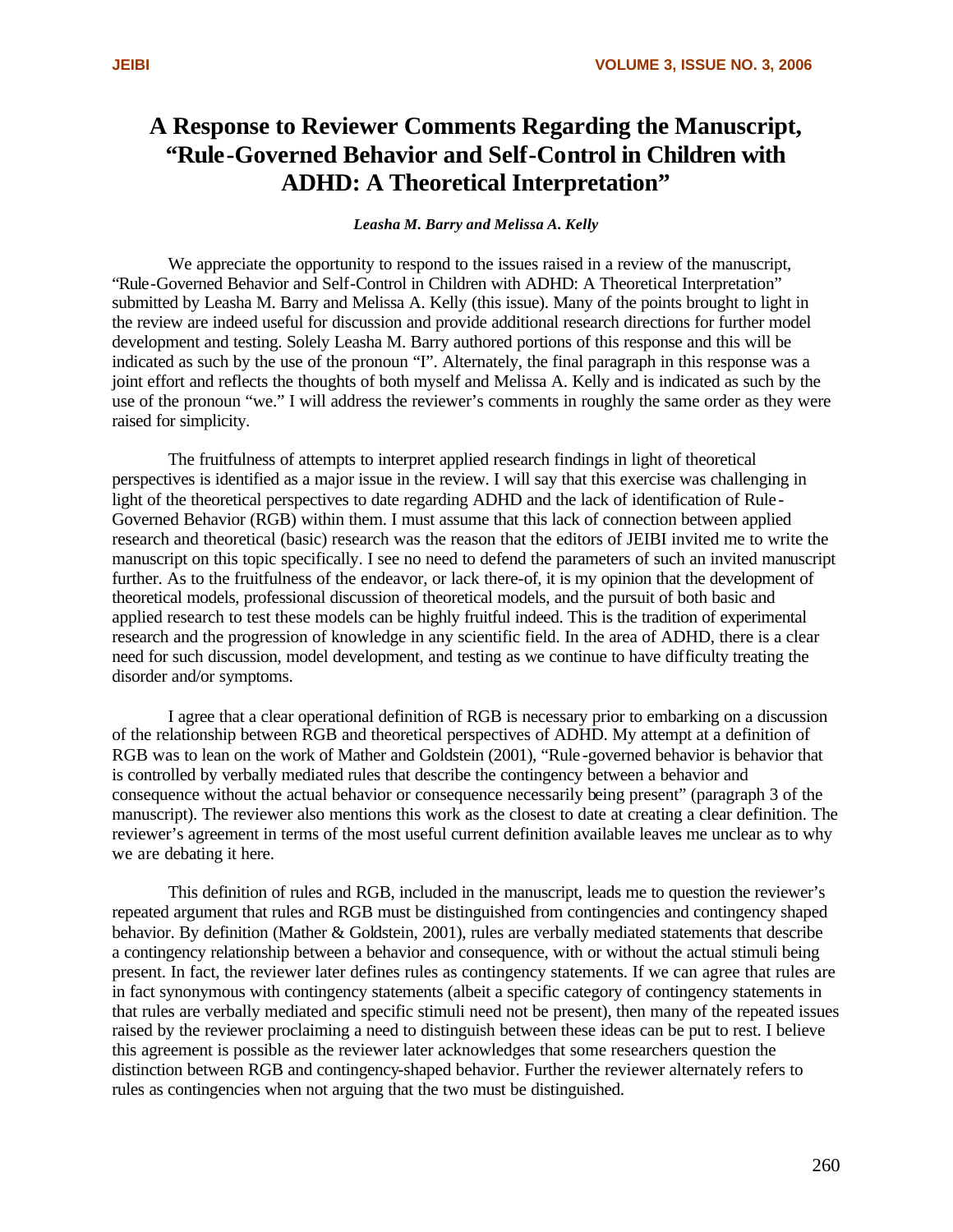# A Response to Reviewer Comments Regarding the Manuscript, "Rule-Governed Behavior and Self-Control in Children with ADHD: A Theoretical Interpretation"

***Leasha M. Barry and Melissa A. Kelly***

We appreciate the opportunity to respond to the issues raised in a review of the manuscript, "Rule-Governed Behavior and Self-Control in Children with ADHD: A Theoretical Interpretation" submitted by Leasha M. Barry and Melissa A. Kelly (this issue). Many of the points brought to light in the review are indeed useful for discussion and provide additional research directions for further model development and testing. Solely Leasha M. Barry authored portions of this response and this will be indicated as such by the use of the pronoun "I". Alternately, the final paragraph in this response was a joint effort and reflects the thoughts of both myself and Melissa A. Kelly and is indicated as such by the use of the pronoun "we." I will address the reviewer's comments in roughly the same order as they were raised for simplicity.

The fruitfulness of attempts to interpret applied research findings in light of theoretical perspectives is identified as a major issue in the review. I will say that this exercise was challenging in light of the theoretical perspectives to date regarding ADHD and the lack of identification of Rule-Governed Behavior (RGB) within them. I must assume that this lack of connection between applied research and theoretical (basic) research was the reason that the editors of JEIBI invited me to write the manuscript on this topic specifically. I see no need to defend the parameters of such an invited manuscript further. As to the fruitfulness of the endeavor, or lack there-of, it is my opinion that the development of theoretical models, professional discussion of theoretical models, and the pursuit of both basic and applied research to test these models can be highly fruitful indeed. This is the tradition of experimental research and the progression of knowledge in any scientific field. In the area of ADHD, there is a clear need for such discussion, model development, and testing as we continue to have difficulty treating the disorder and/or symptoms.

I agree that a clear operational definition of RGB is necessary prior to embarking on a discussion of the relationship between RGB and theoretical perspectives of ADHD. My attempt at a definition of RGB was to lean on the work of Mather and Goldstein (2001), "Rule-governed behavior is behavior that is controlled by verbally mediated rules that describe the contingency between a behavior and consequence without the actual behavior or consequence necessarily being present" (paragraph 3 of the manuscript). The reviewer also mentions this work as the closest to date at creating a clear definition. The reviewer's agreement in terms of the most useful current definition available leaves me unclear as to why we are debating it here.

This definition of rules and RGB, included in the manuscript, leads me to question the reviewer's repeated argument that rules and RGB must be distinguished from contingencies and contingency shaped behavior. By definition (Mather & Goldstein, 2001), rules are verbally mediated statements that describe a contingency relationship between a behavior and consequence, with or without the actual stimuli being present. In fact, the reviewer later defines rules as contingency statements. If we can agree that rules are in fact synonymous with contingency statements (albeit a specific category of contingency statements in that rules are verbally mediated and specific stimuli need not be present), then many of the repeated issues raised by the reviewer proclaiming a need to distinguish between these ideas can be put to rest. I believe this agreement is possible as the reviewer later acknowledges that some researchers question the distinction between RGB and contingency-shaped behavior. Further the reviewer alternately refers to rules as contingencies when not arguing that the two must be distinguished.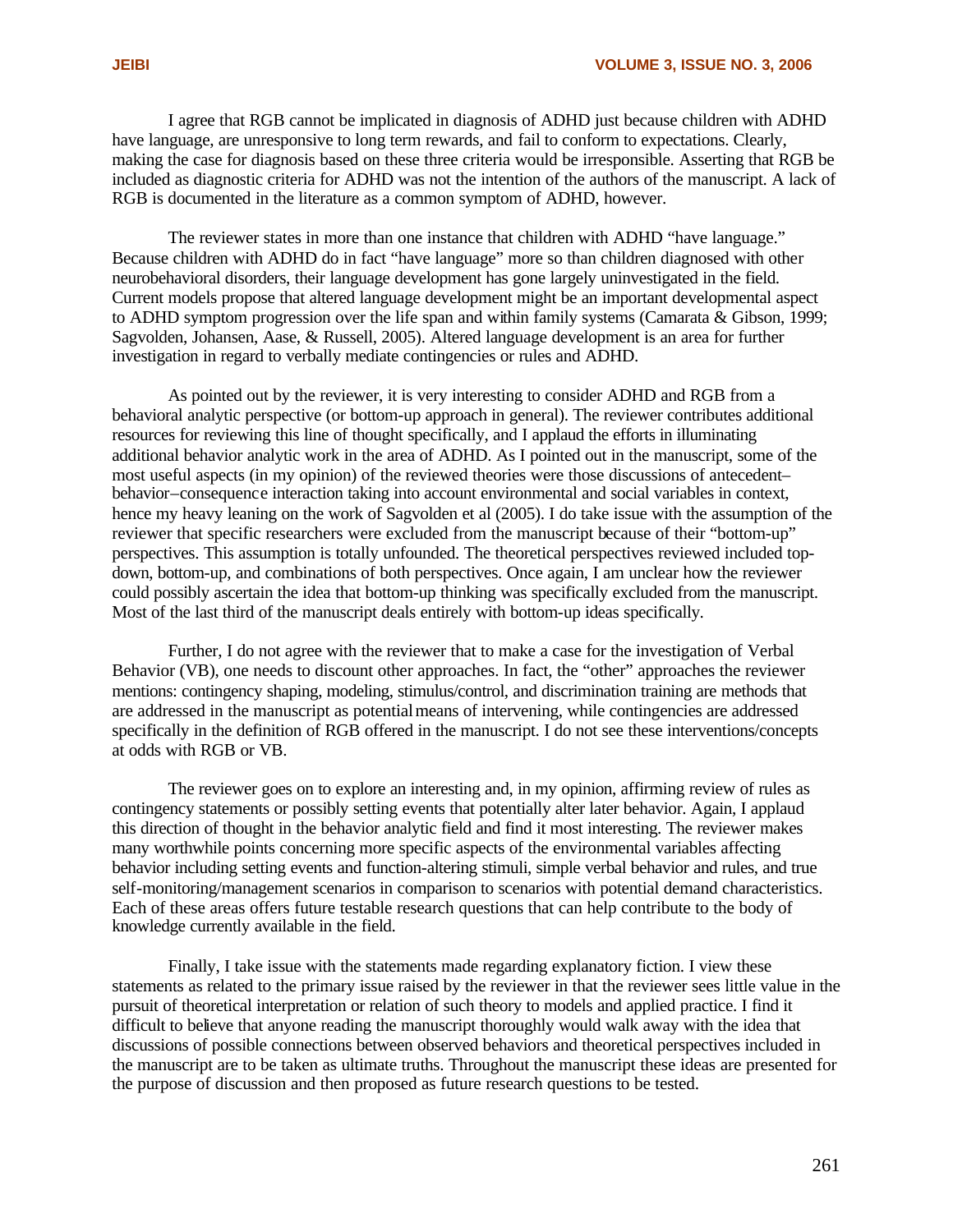I agree that RGB cannot be implicated in diagnosis of ADHD just because children with ADHD have language, are unresponsive to long term rewards, and fail to conform to expectations. Clearly, making the case for diagnosis based on these three criteria would be irresponsible. Asserting that RGB be included as diagnostic criteria for ADHD was not the intention of the authors of the manuscript. A lack of RGB is documented in the literature as a common symptom of ADHD, however.

The reviewer states in more than one instance that children with ADHD "have language." Because children with ADHD do in fact "have language" more so than children diagnosed with other neurobehavioral disorders, their language development has gone largely uninvestigated in the field. Current models propose that altered language development might be an important developmental aspect to ADHD symptom progression over the life span and within family systems (Camarata & Gibson, 1999; Sagvolden, Johansen, Aase, & Russell, 2005). Altered language development is an area for further investigation in regard to verbally mediate contingencies or rules and ADHD.

As pointed out by the reviewer, it is very interesting to consider ADHD and RGB from a behavioral analytic perspective (or bottom-up approach in general). The reviewer contributes additional resources for reviewing this line of thought specifically, and I applaud the efforts in illuminating additional behavior analytic work in the area of ADHD. As I pointed out in the manuscript, some of the most useful aspects (in my opinion) of the reviewed theories were those discussions of antecedent–behavior–consequence interaction taking into account environmental and social variables in context, hence my heavy leaning on the work of Sagvolden et al (2005). I do take issue with the assumption of the reviewer that specific researchers were excluded from the manuscript because of their "bottom-up" perspectives. This assumption is totally unfounded. The theoretical perspectives reviewed included top-down, bottom-up, and combinations of both perspectives. Once again, I am unclear how the reviewer could possibly ascertain the idea that bottom-up thinking was specifically excluded from the manuscript. Most of the last third of the manuscript deals entirely with bottom-up ideas specifically.

Further, I do not agree with the reviewer that to make a case for the investigation of Verbal Behavior (VB), one needs to discount other approaches. In fact, the "other" approaches the reviewer mentions: contingency shaping, modeling, stimulus/control, and discrimination training are methods that are addressed in the manuscript as potential means of intervening, while contingencies are addressed specifically in the definition of RGB offered in the manuscript. I do not see these interventions/concepts at odds with RGB or VB.

The reviewer goes on to explore an interesting and, in my opinion, affirming review of rules as contingency statements or possibly setting events that potentially alter later behavior. Again, I applaud this direction of thought in the behavior analytic field and find it most interesting. The reviewer makes many worthwhile points concerning more specific aspects of the environmental variables affecting behavior including setting events and function-altering stimuli, simple verbal behavior and rules, and true self-monitoring/management scenarios in comparison to scenarios with potential demand characteristics. Each of these areas offers future testable research questions that can help contribute to the body of knowledge currently available in the field.

Finally, I take issue with the statements made regarding explanatory fiction. I view these statements as related to the primary issue raised by the reviewer in that the reviewer sees little value in the pursuit of theoretical interpretation or relation of such theory to models and applied practice. I find it difficult to believe that anyone reading the manuscript thoroughly would walk away with the idea that discussions of possible connections between observed behaviors and theoretical perspectives included in the manuscript are to be taken as ultimate truths. Throughout the manuscript these ideas are presented for the purpose of discussion and then proposed as future research questions to be tested.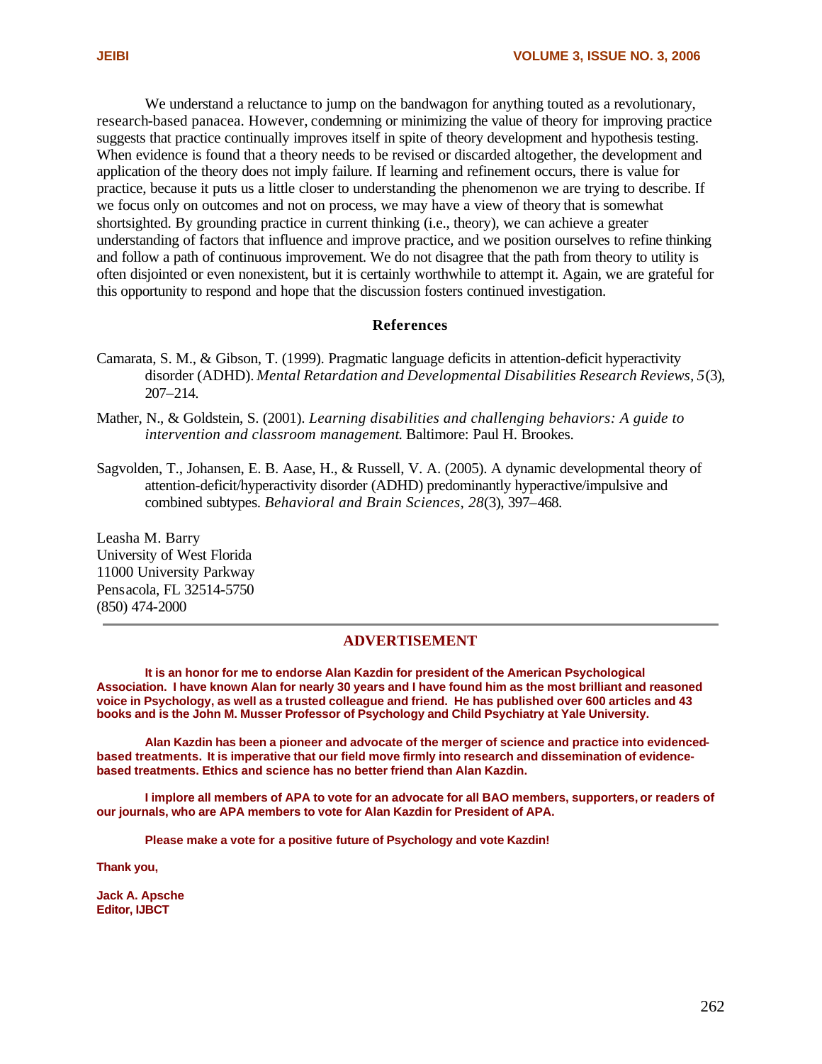We understand a reluctance to jump on the bandwagon for anything touted as a revolutionary, research-based panacea. However, condemning or minimizing the value of theory for improving practice suggests that practice continually improves itself in spite of theory development and hypothesis testing. When evidence is found that a theory needs to be revised or discarded altogether, the development and application of the theory does not imply failure. If learning and refinement occurs, there is value for practice, because it puts us a little closer to understanding the phenomenon we are trying to describe. If we focus only on outcomes and not on process, we may have a view of theory that is somewhat shortsighted. By grounding practice in current thinking (i.e., theory), we can achieve a greater understanding of factors that influence and improve practice, and we position ourselves to refine thinking and follow a path of continuous improvement. We do not disagree that the path from theory to utility is often disjointed or even nonexistent, but it is certainly worthwhile to attempt it. Again, we are grateful for this opportunity to respond and hope that the discussion fosters continued investigation.

## References

Camarata, S. M., & Gibson, T. (1999). Pragmatic language deficits in attention-deficit hyperactivity disorder (ADHD). *Mental Retardation and Developmental Disabilities Research Reviews, 5*(3), 207–214.

Mather, N., & Goldstein, S. (2001). *Learning disabilities and challenging behaviors: A guide to intervention and classroom management.* Baltimore: Paul H. Brookes.

Sagvolden, T., Johansen, E. B. Aase, H., & Russell, V. A. (2005). A dynamic developmental theory of attention-deficit/hyperactivity disorder (ADHD) predominantly hyperactive/impulsive and combined subtypes. *Behavioral and Brain Sciences, 28*(3), 397–468.

Leasha M. Barry
University of West Florida
11000 University Parkway
Pensacola, FL 32514-5750
(850) 474-2000

---

## ADVERTISEMENT

**It is an honor for me to endorse Alan Kazdin for president of the American Psychological Association. I have known Alan for nearly 30 years and I have found him as the most brilliant and reasoned voice in Psychology, as well as a trusted colleague and friend. He has published over 600 articles and 43 books and is the John M. Musser Professor of Psychology and Child Psychiatry at Yale University.**

**Alan Kazdin has been a pioneer and advocate of the merger of science and practice into evidenced-based treatments. It is imperative that our field move firmly into research and dissemination of evidence-based treatments. Ethics and science has no better friend than Alan Kazdin.**

**I implore all members of APA to vote for an advocate for all BAO members, supporters, or readers of our journals, who are APA members to vote for Alan Kazdin for President of APA.**

**Please make a vote for a positive future of Psychology and vote Kazdin!**

**Thank you,**

**Jack A. Apsche**
**Editor, IJBCT**